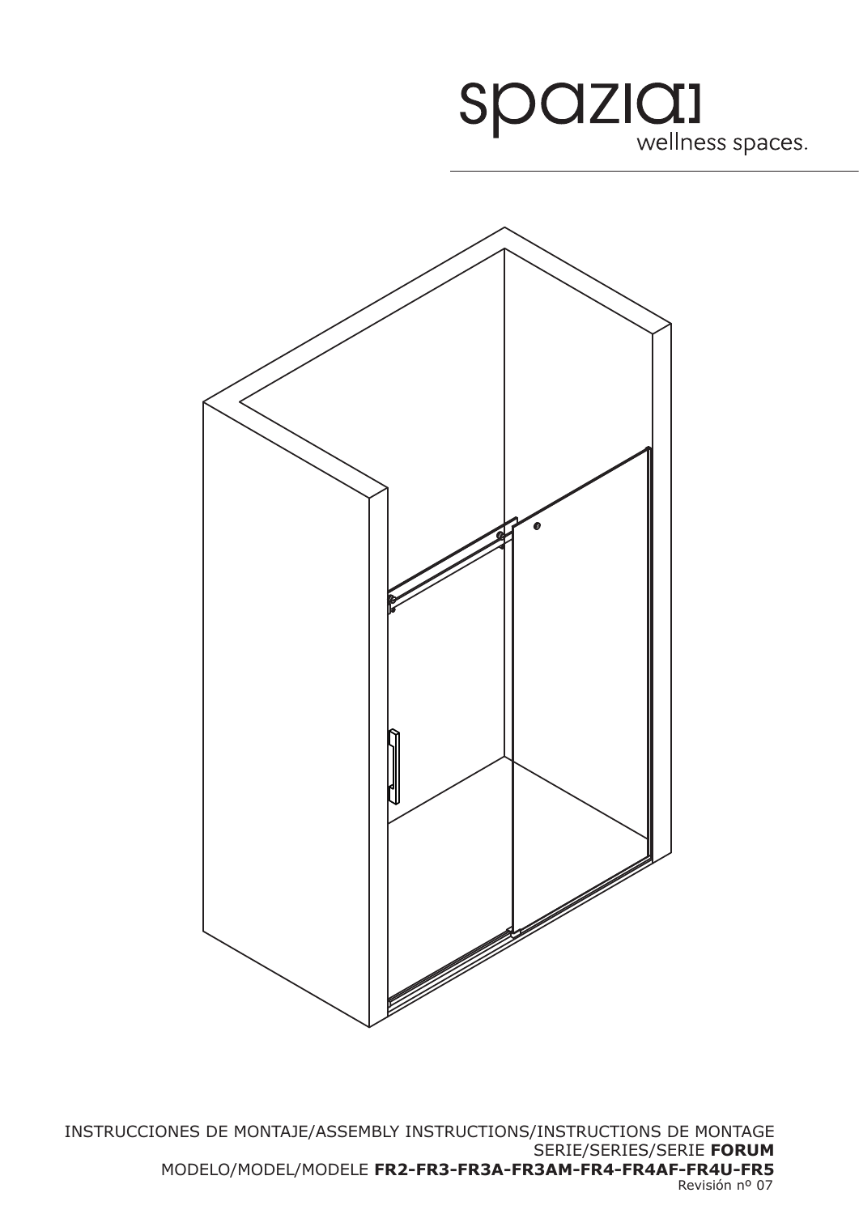spazia
wellness spaces.

INSTRUCCIONES DE MONTAJE/ASSEMBLY INSTRUCTIONS/INSTRUCTIONS DE MONTAGE
SERIE/SERIES/SERIE **FORUM**
MODELO/MODEL/MODELE **FR2-FR3-FR3A-FR3AM-FR4-FR4AF-FR4U-FR5**
Revisión nº 07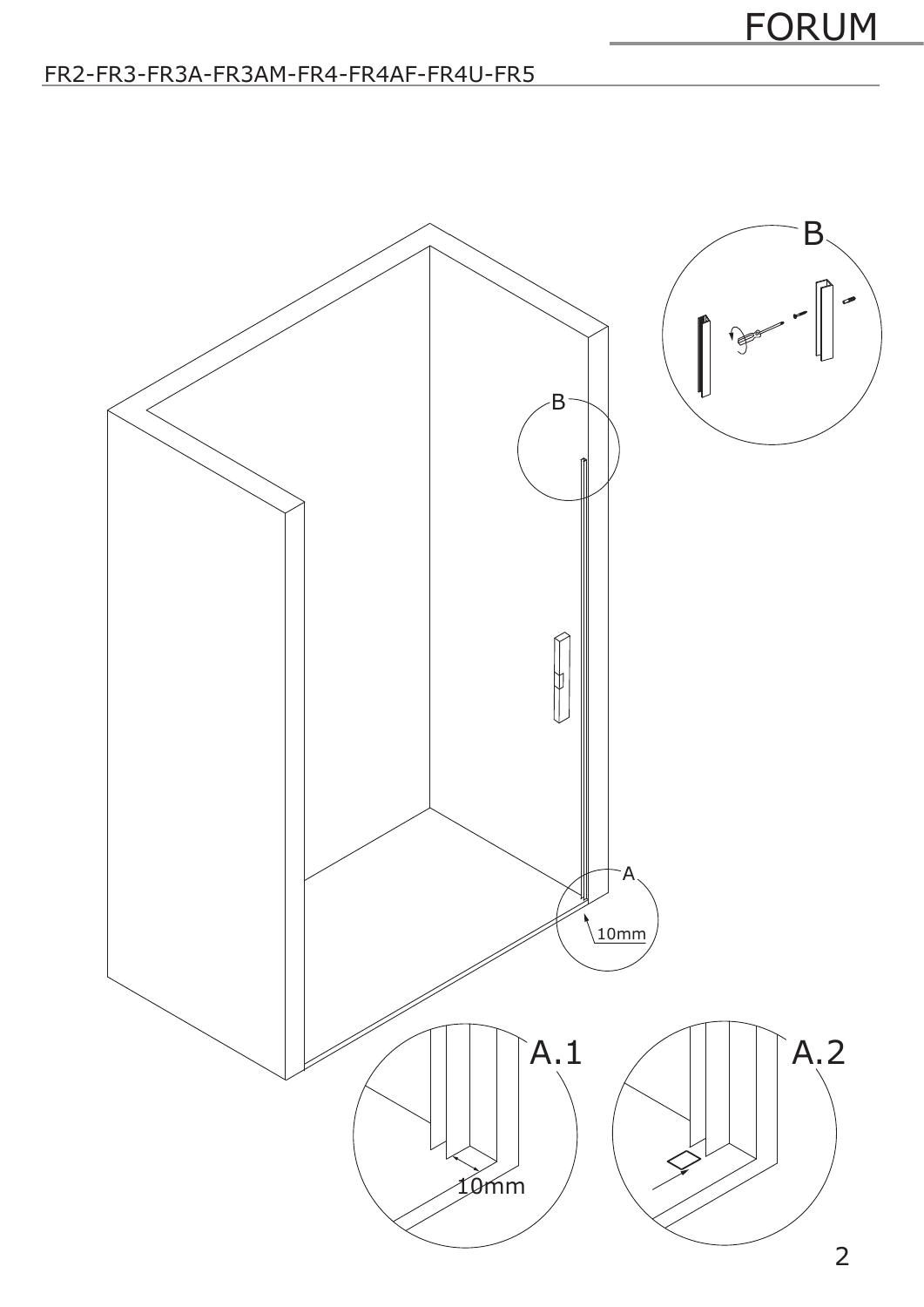FR2-FR3-FR3A-FR3AM-FR4-FR4AF-FR4U-FR5

B

B

A

10mm

A.1

10mm

A.2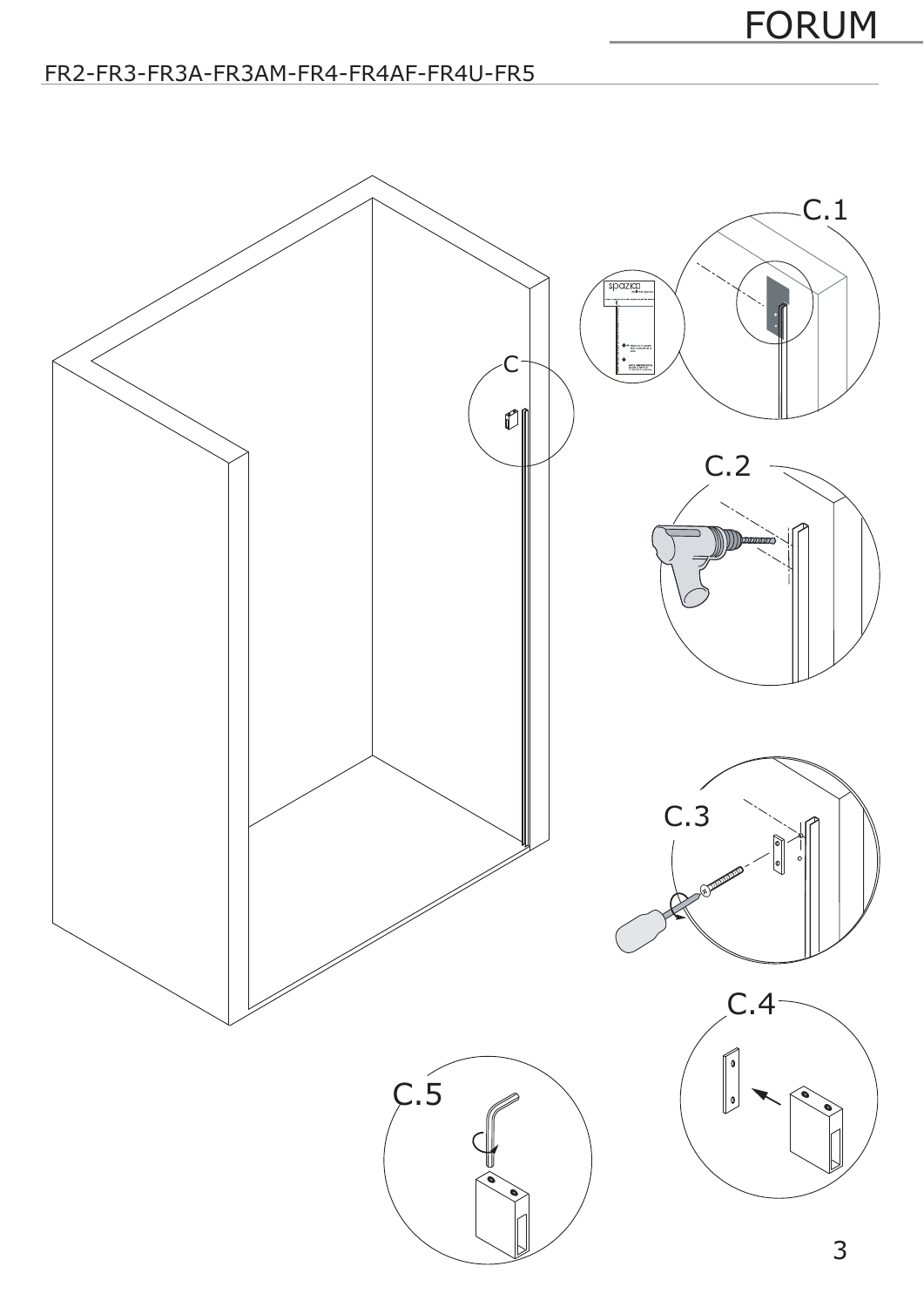# FORUM

FR2-FR3-FR3A-FR3AM-FR4-FR4AF-FR4U-FR5

C

C.1

C.2

C.3

C.4

C.5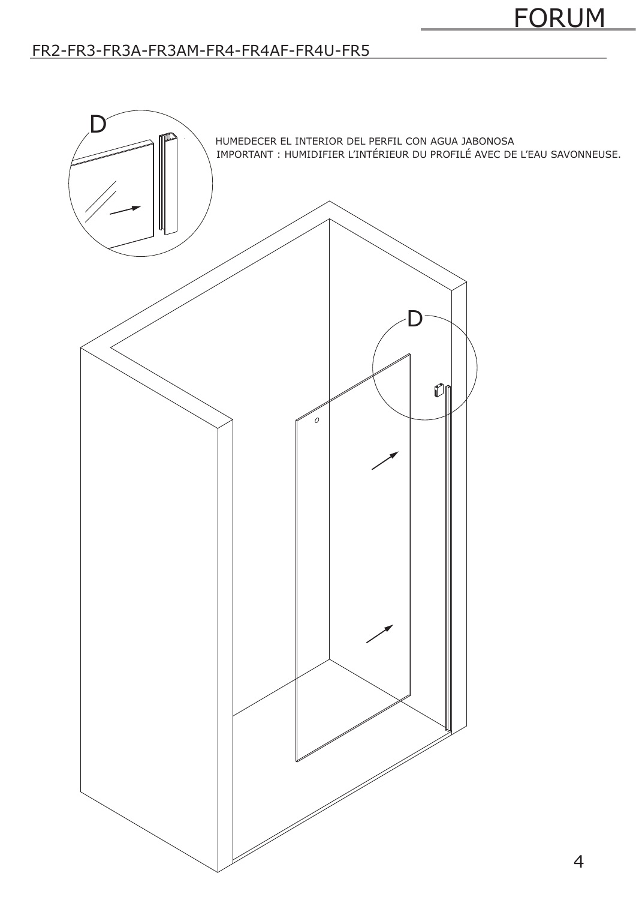## FR2-FR3-FR3A-FR3AM-FR4-FR4AF-FR4U-FR5

D

HUMEDECER EL INTERIOR DEL PERFIL CON AGUA JABONOSA

IMPORTANT : HUMIDIFIER L'INTÉRIEUR DU PROFILÉ AVEC DE L'EAU SAVONNEUSE.

D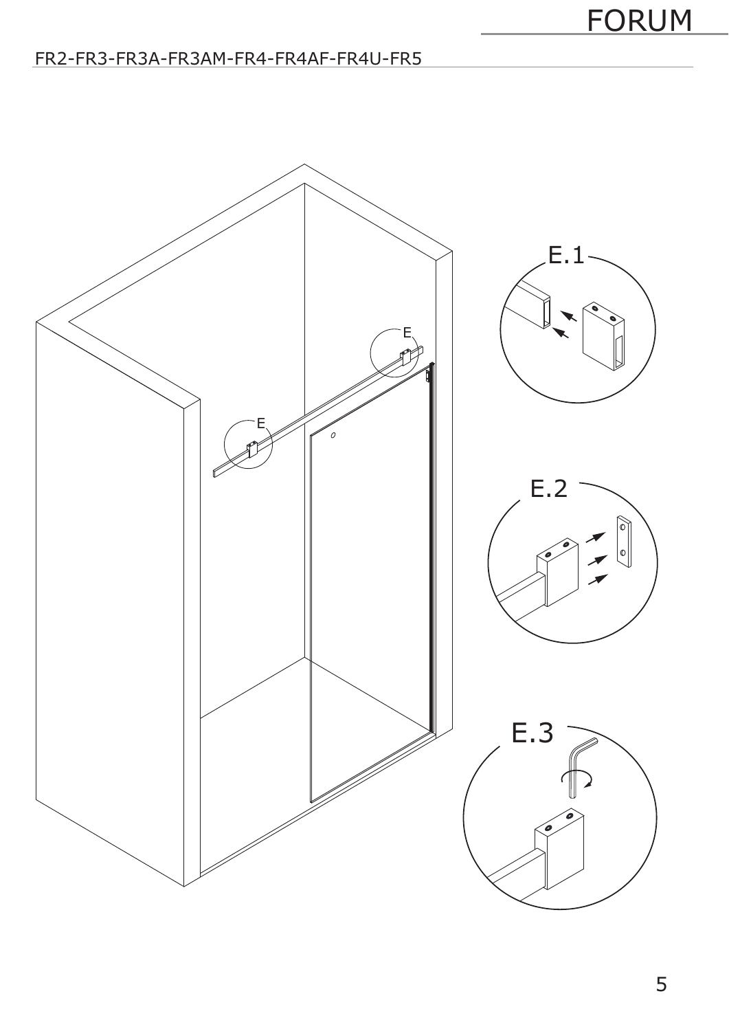FR2-FR3-FR3A-FR3AM-FR4-FR4AF-FR4U-FR5

E

E

E.1

E.2

E.3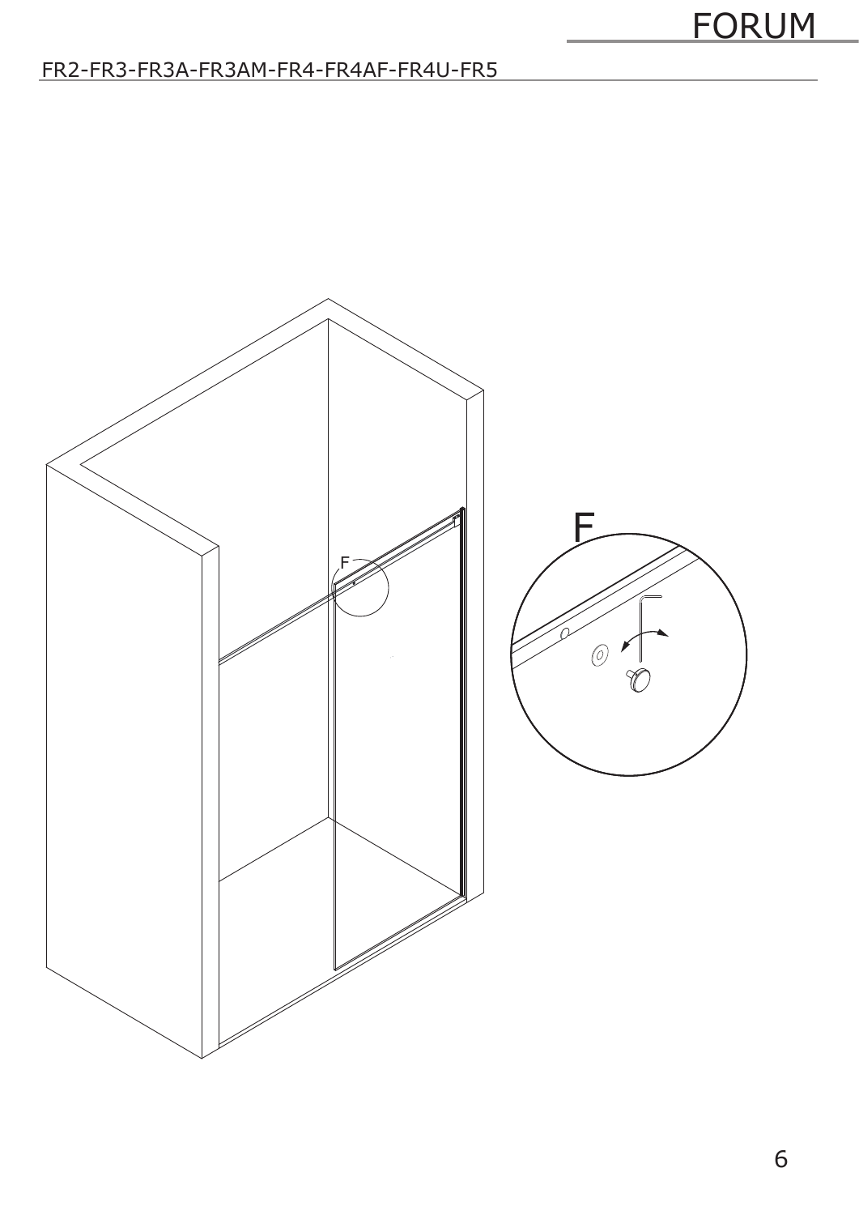FR2-FR3-FR3A-FR3AM-FR4-FR4AF-FR4U-FR5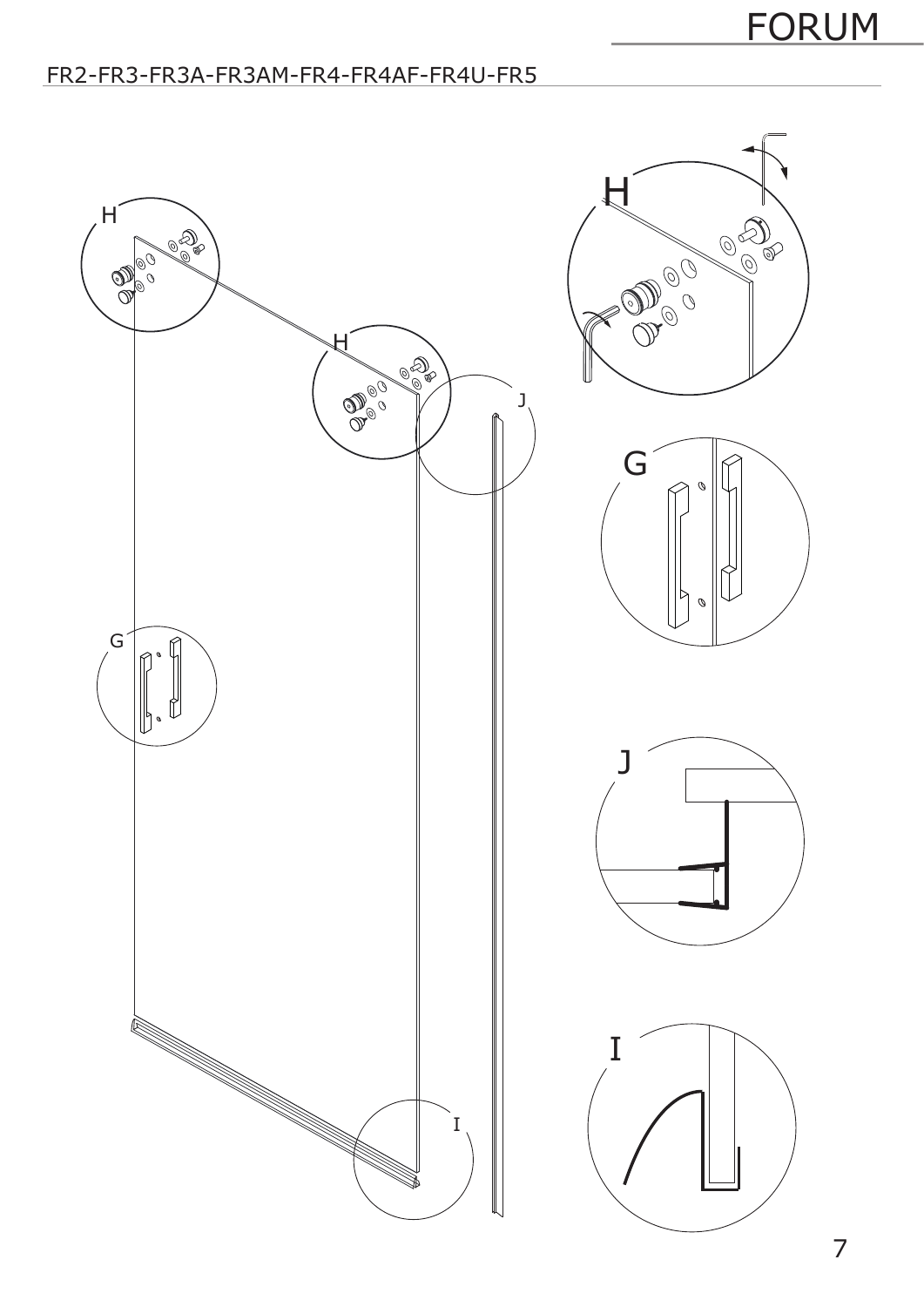FR2-FR3-FR3A-FR3AM-FR4-FR4AF-FR4U-FR5

H

H

J

G

I

H

G

J

I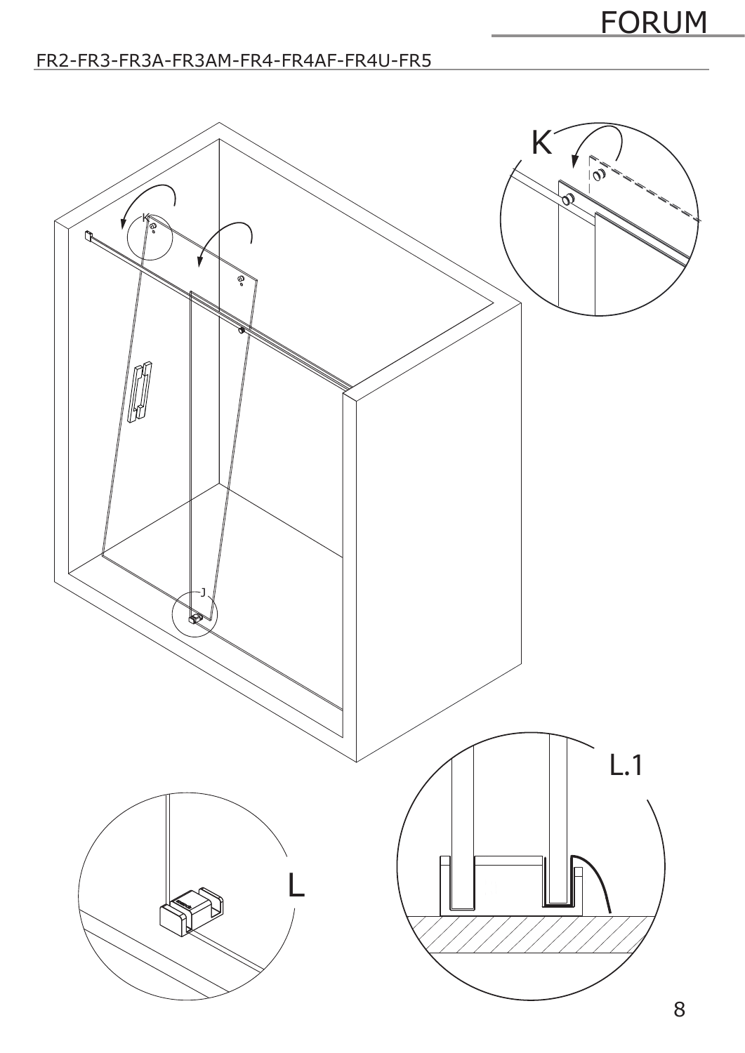FR2-FR3-FR3A-FR3AM-FR4-FR4AF-FR4U-FR5

K

L.1

L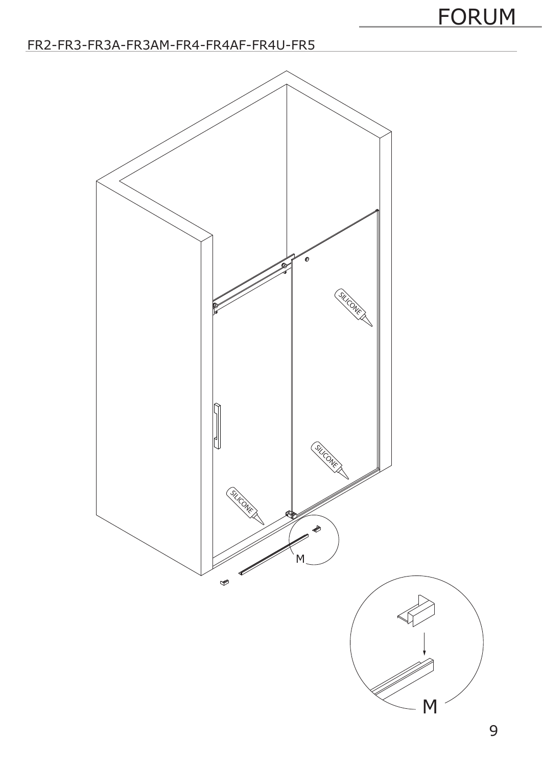FR2-FR3-FR3A-FR3AM-FR4-FR4AF-FR4U-FR5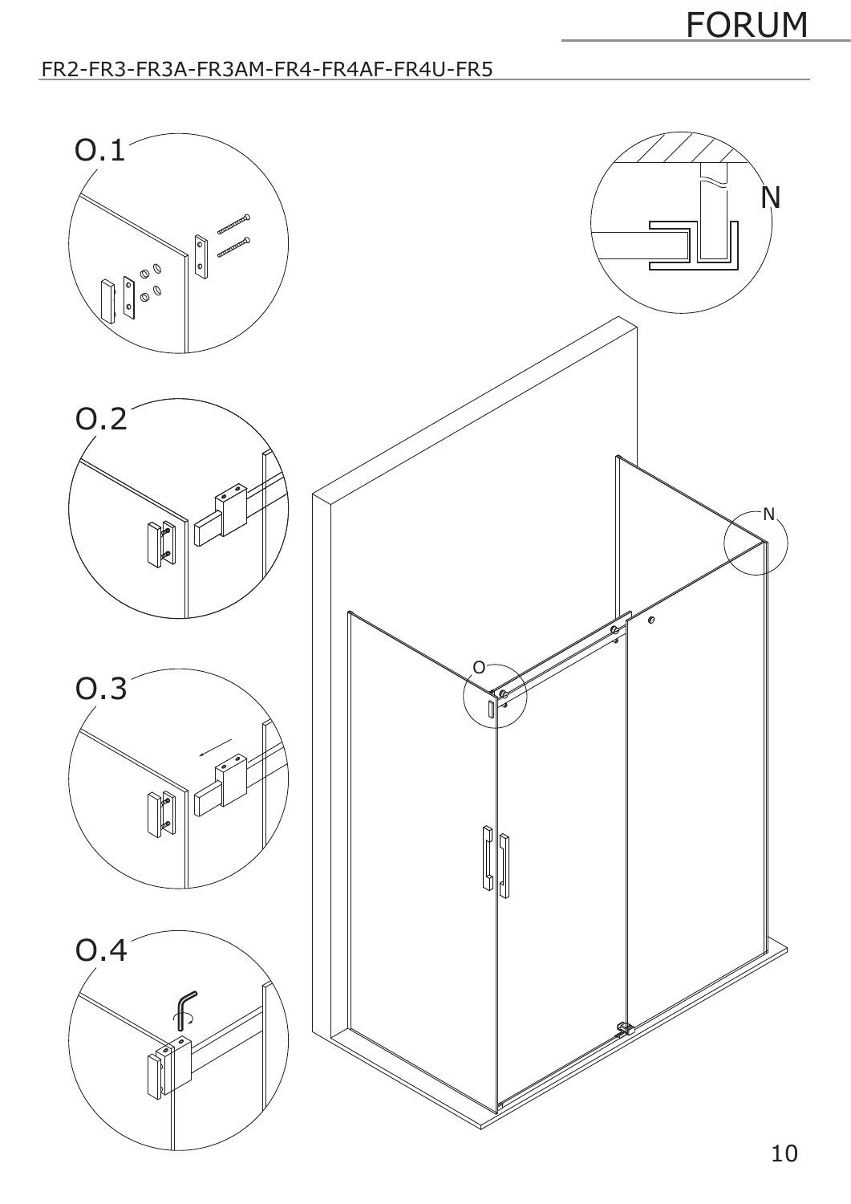FR2-FR3-FR3A-FR3AM-FR4-FR4AF-FR4U-FR5

O.1

O.2

O.3

O.4

N

O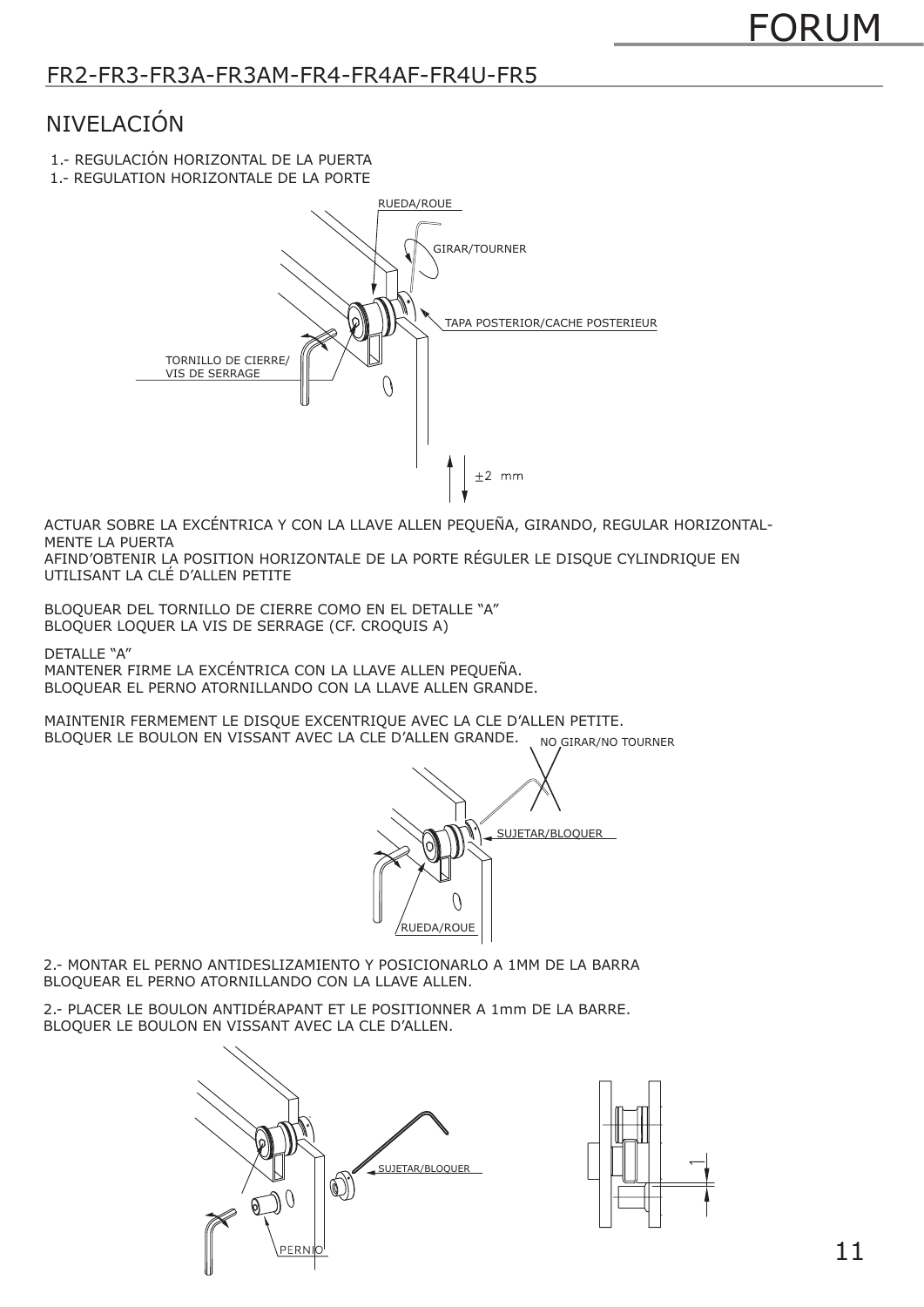## FR2-FR3-FR3A-FR3AM-FR4-FR4AF-FR4U-FR5

# NIVELACIÓN

1.- REGULACIÓN HORIZONTAL DE LA PUERTA
1.- REGULATION HORIZONTALE DE LA PORTE

RUEDA/ROUE

GIRAR/TOURNER

TAPA POSTERIOR/CACHE POSTERIEUR

TORNILLO DE CIERRE/
VIS DE SERRAGE

±2 mm

ACTUAR SOBRE LA EXCÉNTRICA Y CON LA LLAVE ALLEN PEQUEÑA, GIRANDO, REGULAR HORIZONTAL-MENTE LA PUERTA
AFIND'OBTENIR LA POSITION HORIZONTALE DE LA PORTE RÉGULER LE DISQUE CYLINDRIQUE EN UTILISANT LA CLÉ D'ALLEN PETITE

BLOQUEAR DEL TORNILLO DE CIERRE COMO EN EL DETALLE "A"
BLOQUER LOQUER LA VIS DE SERRAGE (CF. CROQUIS A)

DETALLE "A"
MANTENER FIRME LA EXCÉNTRICA CON LA LLAVE ALLEN PEQUEÑA.
BLOQUEAR EL PERNO ATORNILLANDO CON LA LLAVE ALLEN GRANDE.

MAINTENIR FERMEMENT LE DISQUE EXCENTRIQUE AVEC LA CLE D'ALLEN PETITE.
BLOQUER LE BOULON EN VISSANT AVEC LA CLE D'ALLEN GRANDE.

NO GIRAR/NO TOURNER

SUJETAR/BLOQUER

RUEDA/ROUE

2.- MONTAR EL PERNO ANTIDESLIZAMIENTO Y POSICIONARLO A 1MM DE LA BARRA
BLOQUEAR EL PERNO ATORNILLANDO CON LA LLAVE ALLEN.

2.- PLACER LE BOULON ANTIDÉRAPANT ET LE POSITIONNER A 1mm DE LA BARRE.
BLOQUER LE BOULON EN VISSANT AVEC LA CLE D'ALLEN.

SUJETAR/BLOQUER

PERNIO

1